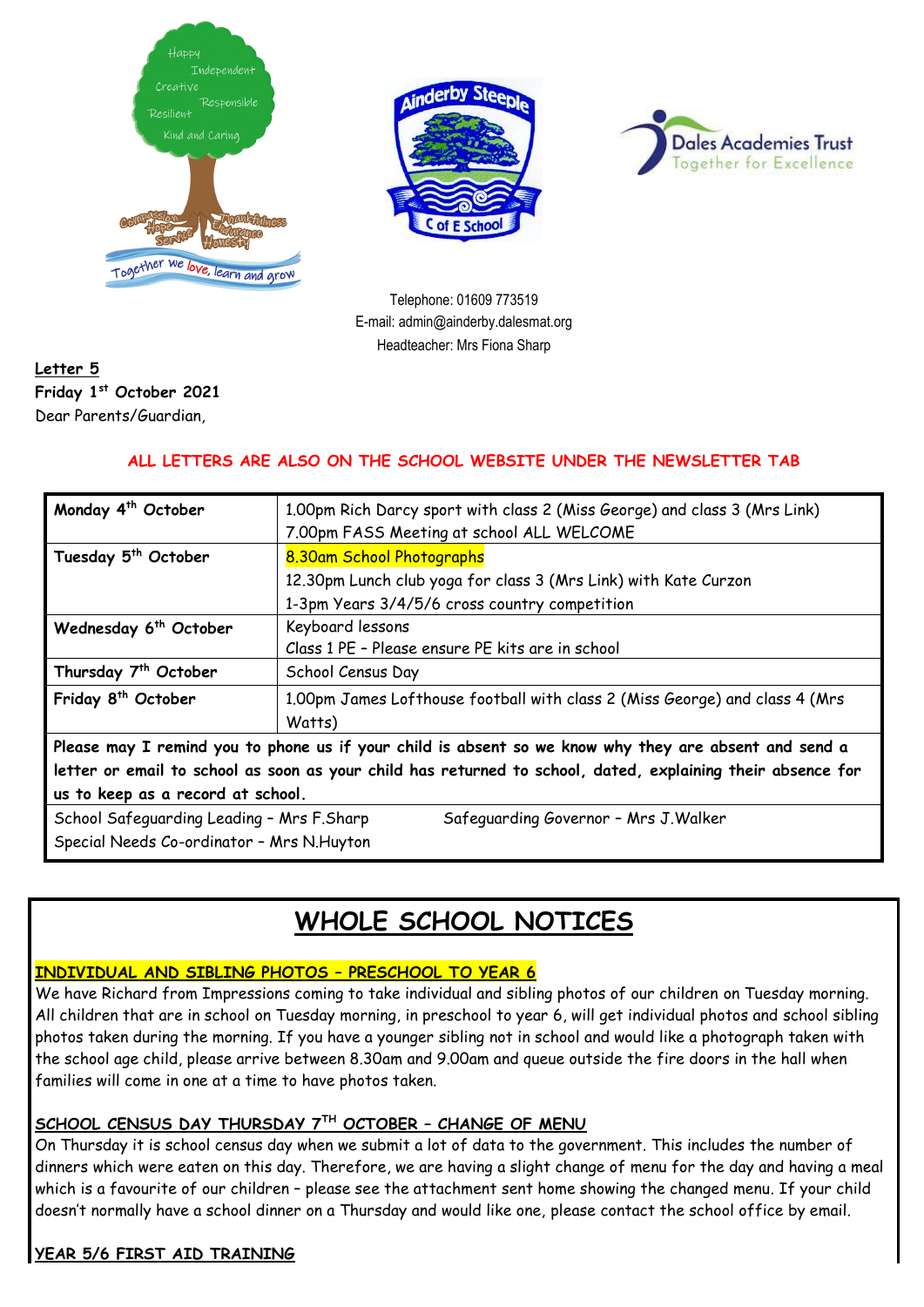Telephone: 01609 773519
E-mail: admin@ainderby.dalesmat.org
Headteacher: Mrs Fiona Sharp

**Letter 5**
**Friday 1st October 2021**
Dear Parents/Guardian,

**ALL LETTERS ARE ALSO ON THE SCHOOL WEBSITE UNDER THE NEWSLETTER TAB**

| | |
|---|---|
| **Monday 4th October** | 1.00pm Rich Darcy sport with class 2 (Miss George) and class 3 (Mrs Link)<br>7.00pm FASS Meeting at school ALL WELCOME |
| **Tuesday 5th October** | 8.30am School Photographs<br>12.30pm Lunch club yoga for class 3 (Mrs Link) with Kate Curzon<br>1-3pm Years 3/4/5/6 cross country competition |
| **Wednesday 6th October** | Keyboard lessons<br>Class 1 PE – Please ensure PE kits are in school |
| **Thursday 7th October** | School Census Day |
| **Friday 8th October** | 1.00pm James Lofthouse football with class 2 (Miss George) and class 4 (Mrs Watts) |

**Please may I remind you to phone us if your child is absent so we know why they are absent and send a letter or email to school as soon as your child has returned to school, dated, explaining their absence for us to keep as a record at school.**

School Safeguarding Leading – Mrs F.Sharp
Safeguarding Governor – Mrs J.Walker
Special Needs Co-ordinator – Mrs N.Huyton

# WHOLE SCHOOL NOTICES

**INDIVIDUAL AND SIBLING PHOTOS – PRESCHOOL TO YEAR 6**

We have Richard from Impressions coming to take individual and sibling photos of our children on Tuesday morning. All children that are in school on Tuesday morning, in preschool to year 6, will get individual photos and school sibling photos taken during the morning. If you have a younger sibling not in school and would like a photograph taken with the school age child, please arrive between 8.30am and 9.00am and queue outside the fire doors in the hall when families will come in one at a time to have photos taken.

**SCHOOL CENSUS DAY THURSDAY 7TH OCTOBER – CHANGE OF MENU**

On Thursday it is school census day when we submit a lot of data to the government. This includes the number of dinners which were eaten on this day. Therefore, we are having a slight change of menu for the day and having a meal which is a favourite of our children – please see the attachment sent home showing the changed menu. If your child doesn't normally have a school dinner on a Thursday and would like one, please contact the school office by email.

**YEAR 5/6 FIRST AID TRAINING**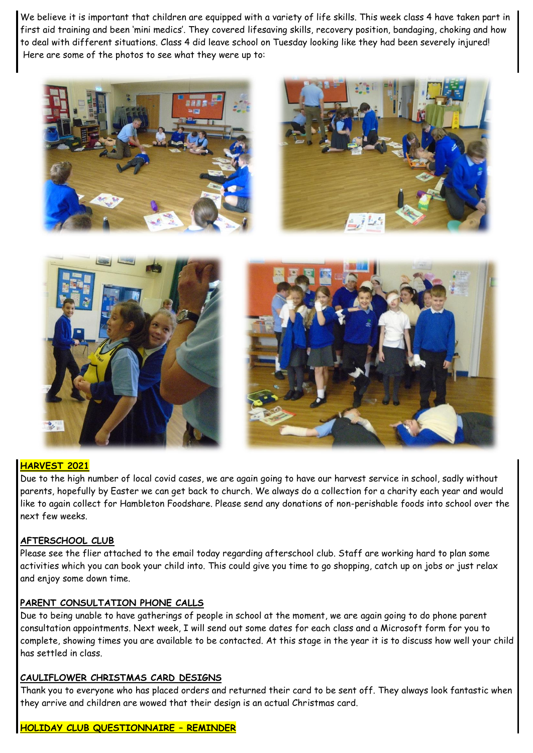We believe it is important that children are equipped with a variety of life skills. This week class 4 have taken part in first aid training and been 'mini medics'. They covered lifesaving skills, recovery position, bandaging, choking and how to deal with different situations. Class 4 did leave school on Tuesday looking like they had been severely injured! Here are some of the photos to see what they were up to:

## HARVEST 2021

Due to the high number of local covid cases, we are again going to have our harvest service in school, sadly without parents, hopefully by Easter we can get back to church. We always do a collection for a charity each year and would like to again collect for Hambleton Foodshare. Please send any donations of non-perishable foods into school over the next few weeks.

## AFTERSCHOOL CLUB

Please see the flier attached to the email today regarding afterschool club. Staff are working hard to plan some activities which you can book your child into. This could give you time to go shopping, catch up on jobs or just relax and enjoy some down time.

## PARENT CONSULTATION PHONE CALLS

Due to being unable to have gatherings of people in school at the moment, we are again going to do phone parent consultation appointments. Next week, I will send out some dates for each class and a Microsoft form for you to complete, showing times you are available to be contacted. At this stage in the year it is to discuss how well your child has settled in class.

## CAULIFLOWER CHRISTMAS CARD DESIGNS

Thank you to everyone who has placed orders and returned their card to be sent off. They always look fantastic when they arrive and children are wowed that their design is an actual Christmas card.

## HOLIDAY CLUB QUESTIONNAIRE – REMINDER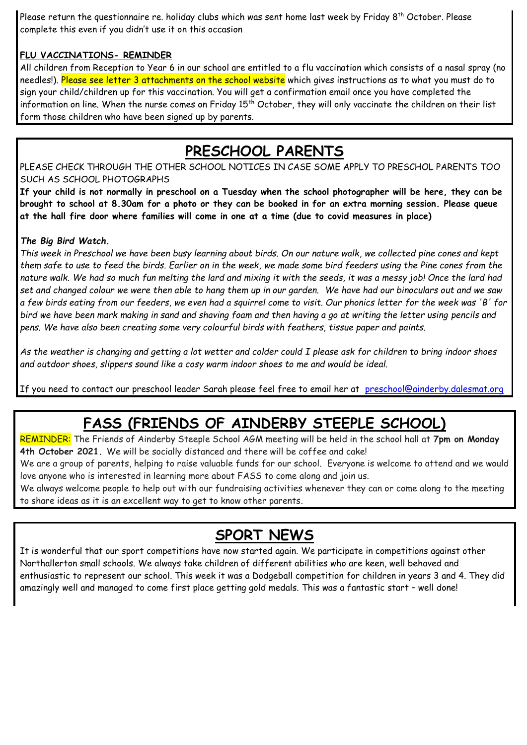Please return the questionnaire re. holiday clubs which was sent home last week by Friday 8th October. Please complete this even if you didn't use it on this occasion

**FLU VACCINATIONS- REMINDER**

All children from Reception to Year 6 in our school are entitled to a flu vaccination which consists of a nasal spray (no needles!). Please see letter 3 attachments on the school website which gives instructions as to what you must do to sign your child/children up for this vaccination. You will get a confirmation email once you have completed the information on line. When the nurse comes on Friday 15th October, they will only vaccinate the children on their list form those children who have been signed up by parents.

## PRESCHOOL PARENTS

PLEASE CHECK THROUGH THE OTHER SCHOOL NOTICES IN CASE SOME APPLY TO PRESCHOL PARENTS TOO SUCH AS SCHOOL PHOTOGRAPHS

**If your child is not normally in preschool on a Tuesday when the school photographer will be here, they can be brought to school at 8.30am for a photo or they can be booked in for an extra morning session. Please queue at the hall fire door where families will come in one at a time (due to covid measures in place)**

***The Big Bird Watch.***

*This week in Preschool we have been busy learning about birds. On our nature walk, we collected pine cones and kept them safe to use to feed the birds. Earlier on in the week, we made some bird feeders using the Pine cones from the nature walk. We had so much fun melting the lard and mixing it with the seeds, it was a messy job! Once the lard had set and changed colour we were then able to hang them up in our garden. We have had our binoculars out and we saw a few birds eating from our feeders, we even had a squirrel come to visit. Our phonics letter for the week was 'B' for bird we have been mark making in sand and shaving foam and then having a go at writing the letter using pencils and pens. We have also been creating some very colourful birds with feathers, tissue paper and paints.*

*As the weather is changing and getting a lot wetter and colder could I please ask for children to bring indoor shoes and outdoor shoes, slippers sound like a cosy warm indoor shoes to me and would be ideal.*

If you need to contact our preschool leader Sarah please feel free to email her at preschool@ainderby.dalesmat.org

## FASS (FRIENDS OF AINDERBY STEEPLE SCHOOL)

REMINDER: The Friends of Ainderby Steeple School AGM meeting will be held in the school hall at **7pm on Monday 4th October 2021.** We will be socially distanced and there will be coffee and cake!

We are a group of parents, helping to raise valuable funds for our school. Everyone is welcome to attend and we would love anyone who is interested in learning more about FASS to come along and join us.

We always welcome people to help out with our fundraising activities whenever they can or come along to the meeting to share ideas as it is an excellent way to get to know other parents.

## SPORT NEWS

It is wonderful that our sport competitions have now started again. We participate in competitions against other Northallerton small schools. We always take children of different abilities who are keen, well behaved and enthusiastic to represent our school. This week it was a Dodgeball competition for children in years 3 and 4. They did amazingly well and managed to come first place getting gold medals. This was a fantastic start – well done!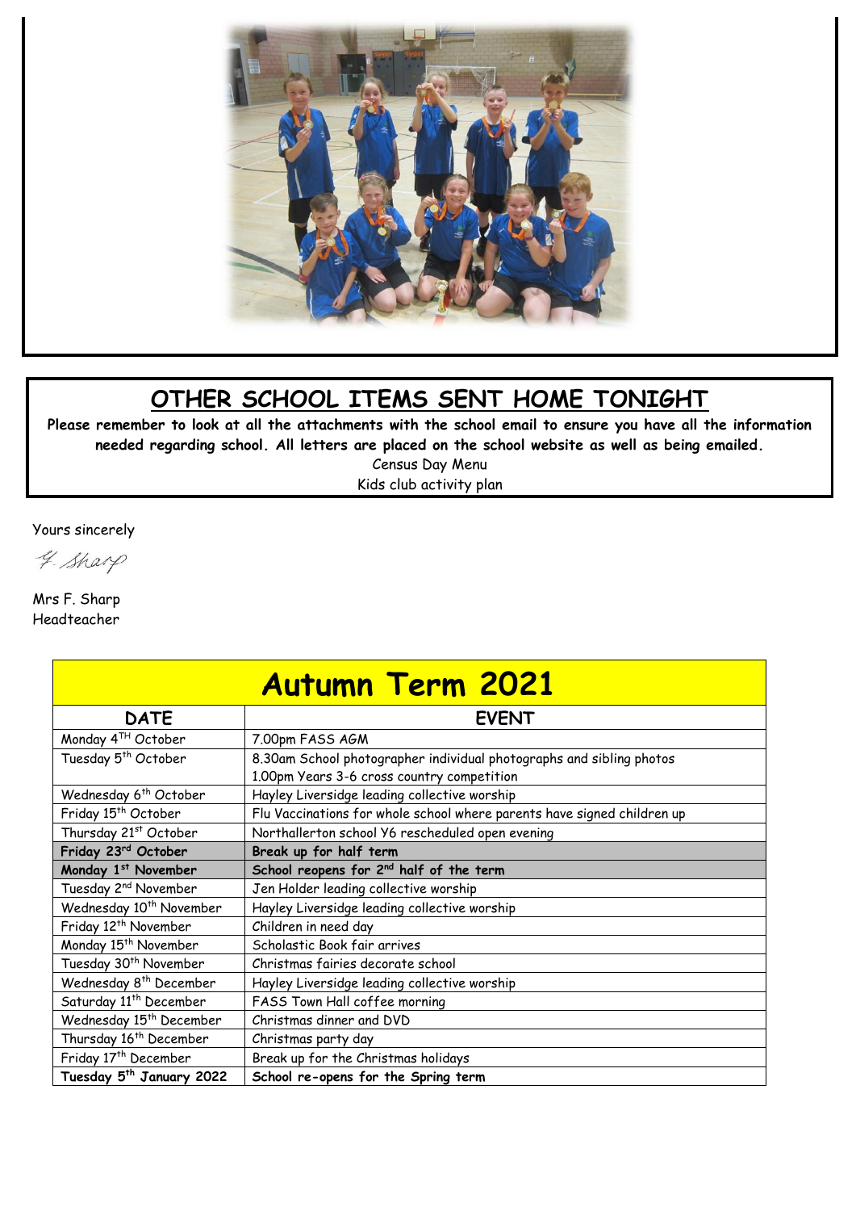## OTHER SCHOOL ITEMS SENT HOME TONIGHT

**Please remember to look at all the attachments with the school email to ensure you have all the information needed regarding school. All letters are placed on the school website as well as being emailed.**

Census Day Menu

Kids club activity plan

Yours sincerely

Mrs F. Sharp
Headteacher

# Autumn Term 2021

| DATE | EVENT |
|---|---|
| Monday 4TH October | 7.00pm FASS AGM |
| Tuesday 5th October | 8.30am School photographer individual photographs and sibling photos<br>1.00pm Years 3-6 cross country competition |
| Wednesday 6th October | Hayley Liversidge leading collective worship |
| Friday 15th October | Flu Vaccinations for whole school where parents have signed children up |
| Thursday 21st October | Northallerton school Y6 rescheduled open evening |
| **Friday 23rd October** | **Break up for half term** |
| **Monday 1st November** | **School reopens for 2nd half of the term** |
| Tuesday 2nd November | Jen Holder leading collective worship |
| Wednesday 10th November | Hayley Liversidge leading collective worship |
| Friday 12th November | Children in need day |
| Monday 15th November | Scholastic Book fair arrives |
| Tuesday 30th November | Christmas fairies decorate school |
| Wednesday 8th December | Hayley Liversidge leading collective worship |
| Saturday 11th December | FASS Town Hall coffee morning |
| Wednesday 15th December | Christmas dinner and DVD |
| Thursday 16th December | Christmas party day |
| Friday 17th December | Break up for the Christmas holidays |
| **Tuesday 5th January 2022** | **School re-opens for the Spring term** |